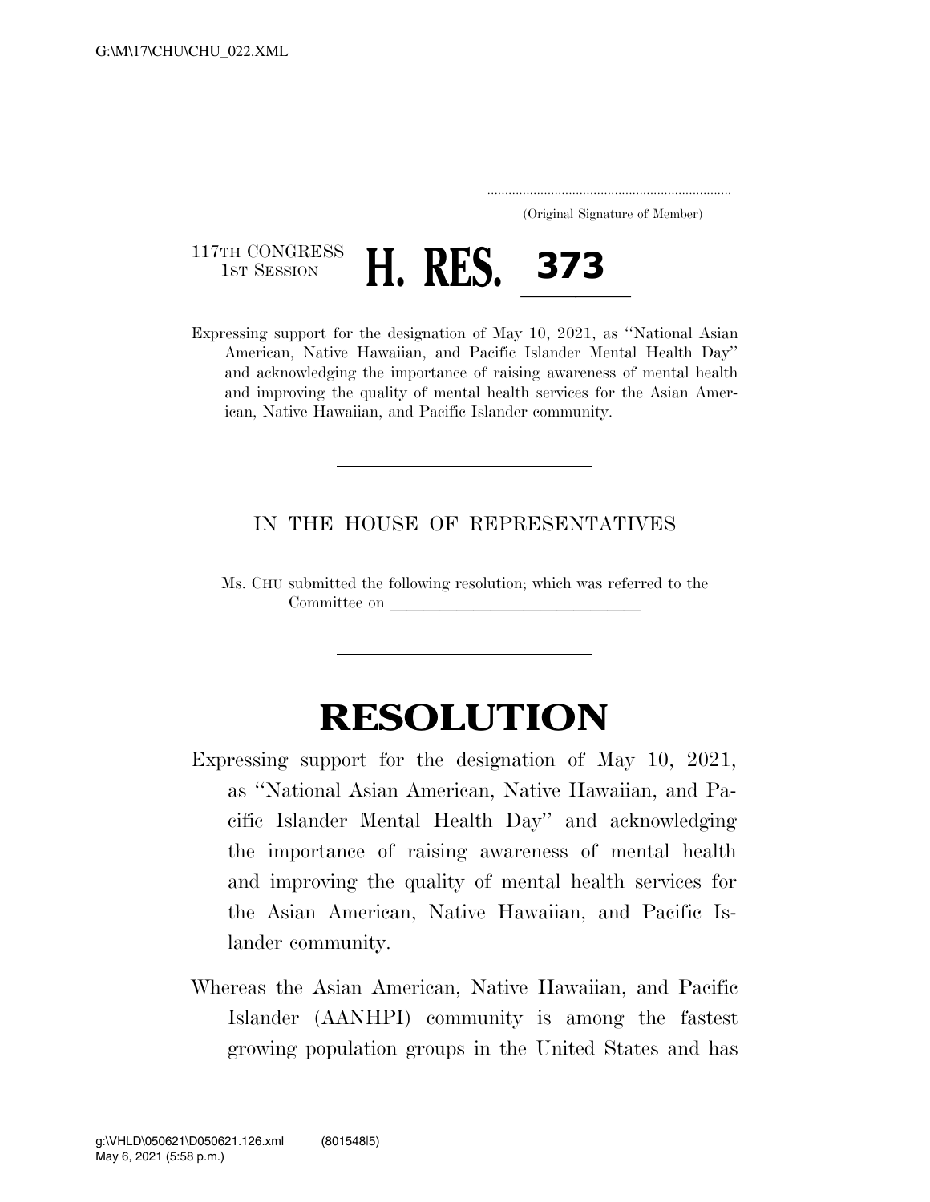(Original Signature of Member)

117TH CONGRESS
1ST SESSION

# H. RES. 373

Expressing support for the designation of May 10, 2021, as ''National Asian American, Native Hawaiian, and Pacific Islander Mental Health Day'' and acknowledging the importance of raising awareness of mental health and improving the quality of mental health services for the Asian American, Native Hawaiian, and Pacific Islander community.

---

IN THE HOUSE OF REPRESENTATIVES

Ms. CHU submitted the following resolution; which was referred to the Committee on \_\_\_\_\_\_\_\_\_\_\_\_\_\_\_\_\_\_\_\_\_\_\_\_\_\_\_\_\_\_

---

# RESOLUTION

Expressing support for the designation of May 10, 2021, as ''National Asian American, Native Hawaiian, and Pacific Islander Mental Health Day'' and acknowledging the importance of raising awareness of mental health and improving the quality of mental health services for the Asian American, Native Hawaiian, and Pacific Islander community.

Whereas the Asian American, Native Hawaiian, and Pacific Islander (AANHPI) community is among the fastest growing population groups in the United States and has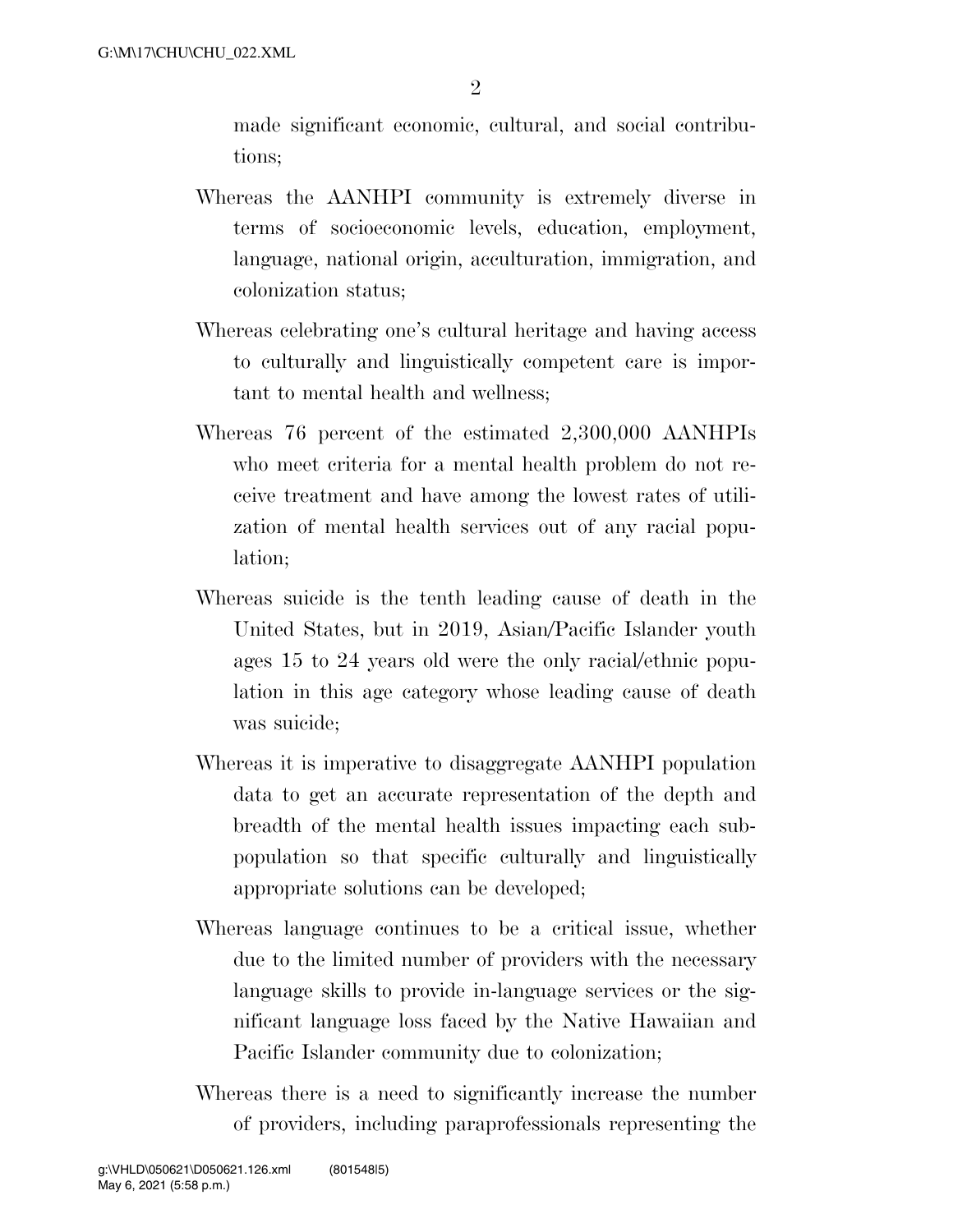made significant economic, cultural, and social contributions;

Whereas the AANHPI community is extremely diverse in terms of socioeconomic levels, education, employment, language, national origin, acculturation, immigration, and colonization status;

Whereas celebrating one's cultural heritage and having access to culturally and linguistically competent care is important to mental health and wellness;

Whereas 76 percent of the estimated 2,300,000 AANHPIs who meet criteria for a mental health problem do not receive treatment and have among the lowest rates of utilization of mental health services out of any racial population;

Whereas suicide is the tenth leading cause of death in the United States, but in 2019, Asian/Pacific Islander youth ages 15 to 24 years old were the only racial/ethnic population in this age category whose leading cause of death was suicide;

Whereas it is imperative to disaggregate AANHPI population data to get an accurate representation of the depth and breadth of the mental health issues impacting each subpopulation so that specific culturally and linguistically appropriate solutions can be developed;

Whereas language continues to be a critical issue, whether due to the limited number of providers with the necessary language skills to provide in-language services or the significant language loss faced by the Native Hawaiian and Pacific Islander community due to colonization;

Whereas there is a need to significantly increase the number of providers, including paraprofessionals representing the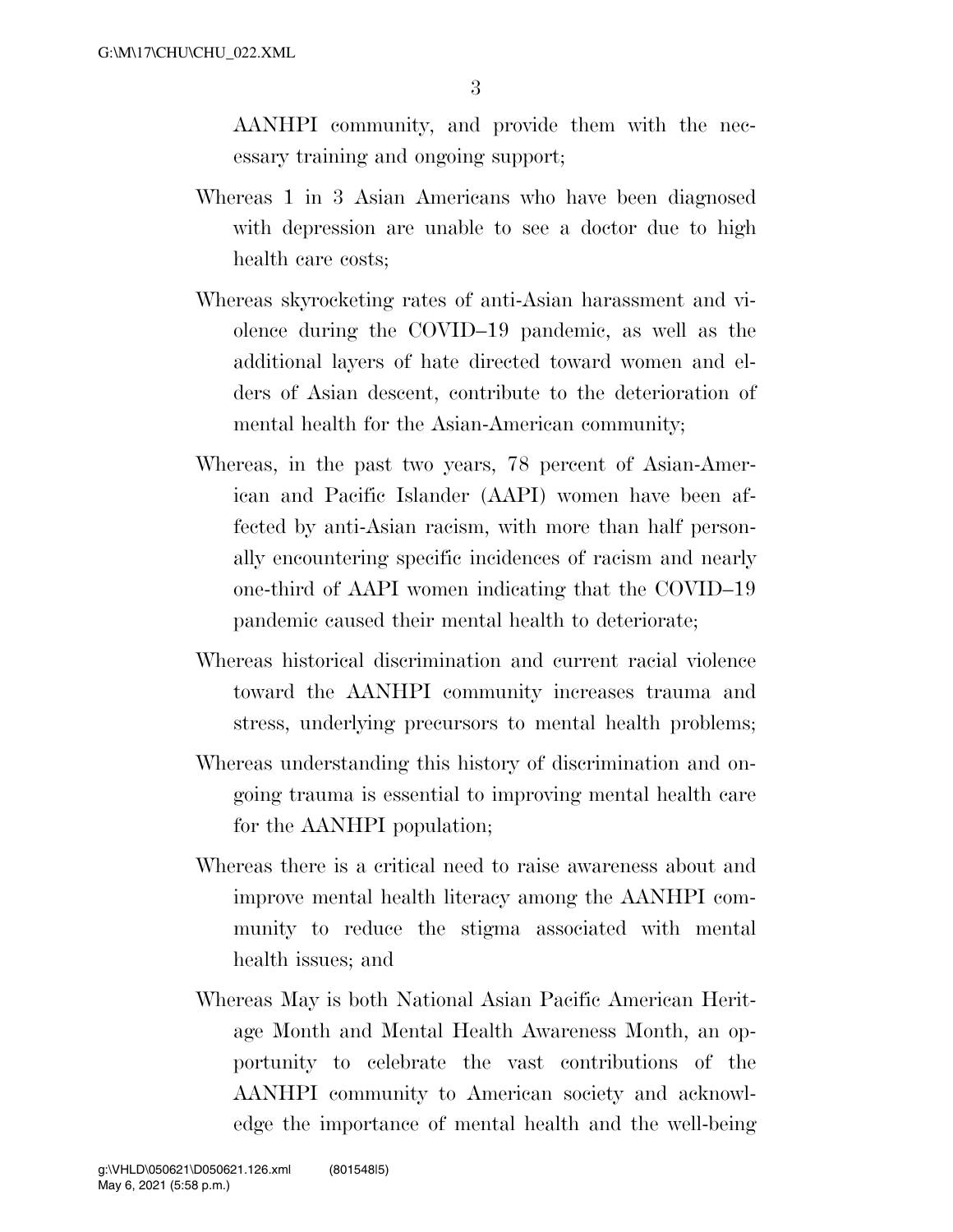AANHPI community, and provide them with the necessary training and ongoing support;

Whereas 1 in 3 Asian Americans who have been diagnosed with depression are unable to see a doctor due to high health care costs;

Whereas skyrocketing rates of anti-Asian harassment and violence during the COVID–19 pandemic, as well as the additional layers of hate directed toward women and elders of Asian descent, contribute to the deterioration of mental health for the Asian-American community;

Whereas, in the past two years, 78 percent of Asian-American and Pacific Islander (AAPI) women have been affected by anti-Asian racism, with more than half personally encountering specific incidences of racism and nearly one-third of AAPI women indicating that the COVID–19 pandemic caused their mental health to deteriorate;

Whereas historical discrimination and current racial violence toward the AANHPI community increases trauma and stress, underlying precursors to mental health problems;

Whereas understanding this history of discrimination and ongoing trauma is essential to improving mental health care for the AANHPI population;

Whereas there is a critical need to raise awareness about and improve mental health literacy among the AANHPI community to reduce the stigma associated with mental health issues; and

Whereas May is both National Asian Pacific American Heritage Month and Mental Health Awareness Month, an opportunity to celebrate the vast contributions of the AANHPI community to American society and acknowledge the importance of mental health and the well-being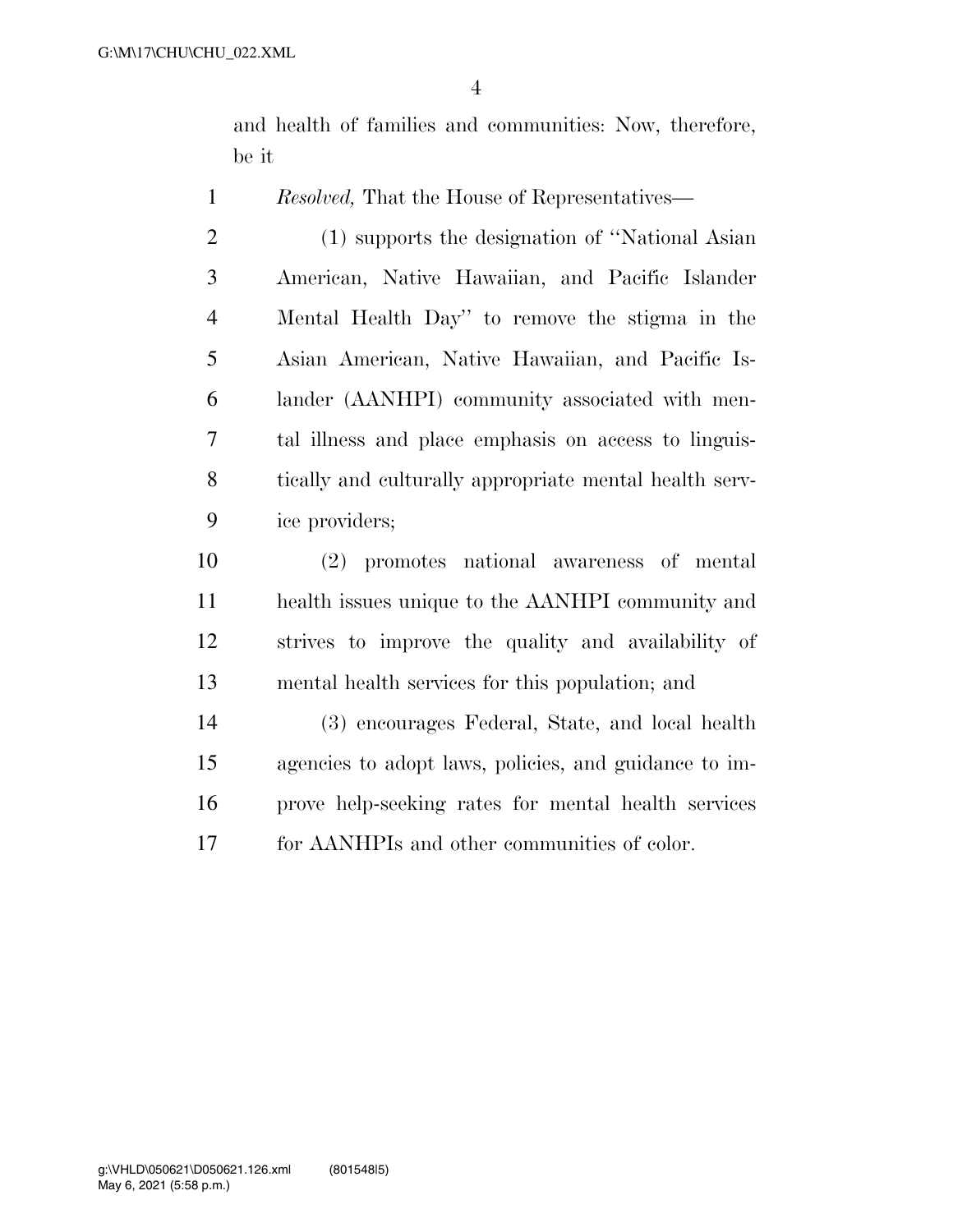and health of families and communities: Now, therefore, be it

*Resolved,* That the House of Representatives—

(1) supports the designation of "National Asian American, Native Hawaiian, and Pacific Islander Mental Health Day" to remove the stigma in the Asian American, Native Hawaiian, and Pacific Islander (AANHPI) community associated with mental illness and place emphasis on access to linguistically and culturally appropriate mental health service providers;

(2) promotes national awareness of mental health issues unique to the AANHPI community and strives to improve the quality and availability of mental health services for this population; and

(3) encourages Federal, State, and local health agencies to adopt laws, policies, and guidance to improve help-seeking rates for mental health services for AANHPIs and other communities of color.